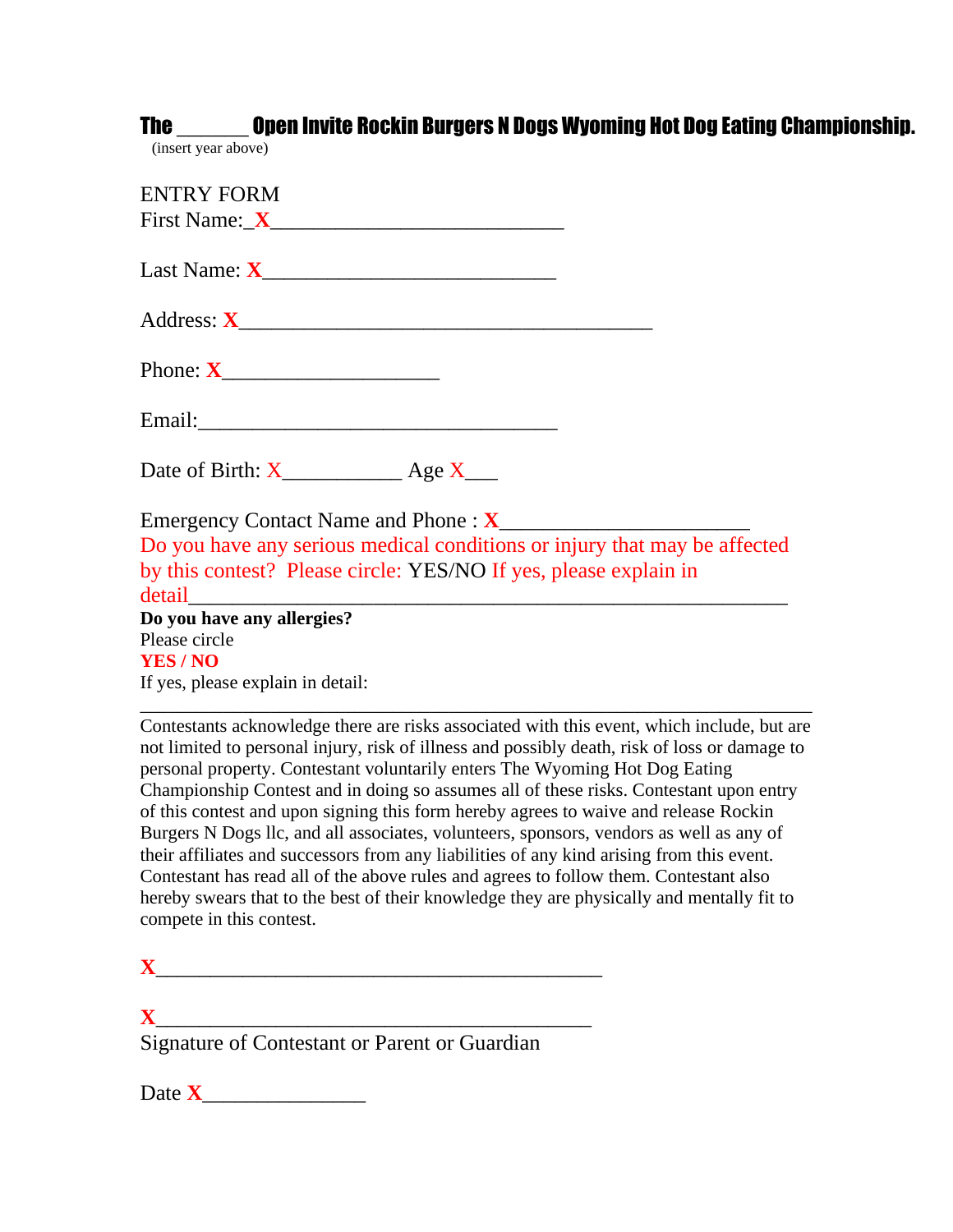# The ______ Open Invite Rockin Burgers N Dogs Wyoming Hot Dog Eating Championship.

(insert year above)

ENTRY FORM

First Name:_X___________________________

Last Name: X___________________________

Address: X_______________________________________

Phone: X____________________

Email:__________________________________

Date of Birth: X___________ Age X___

Emergency Contact Name and Phone : X_______________________

Do you have any serious medical conditions or injury that may be affected by this contest? Please circle: YES/NO If yes, please explain in detail_________________________________________________________

**Do you have any allergies?**

Please circle

**YES / NO**

If yes, please explain in detail:

_______________________________________________________________

Contestants acknowledge there are risks associated with this event, which include, but are not limited to personal injury, risk of illness and possibly death, risk of loss or damage to personal property. Contestant voluntarily enters The Wyoming Hot Dog Eating Championship Contest and in doing so assumes all of these risks. Contestant upon entry of this contest and upon signing this form hereby agrees to waive and release Rockin Burgers N Dogs llc, and all associates, volunteers, sponsors, vendors as well as any of their affiliates and successors from any liabilities of any kind arising from this event. Contestant has read all of the above rules and agrees to follow them. Contestant also hereby swears that to the best of their knowledge they are physically and mentally fit to compete in this contest.

**X**__________________________________________

**X**__________________________________________

Signature of Contestant or Parent or Guardian

Date **X**_______________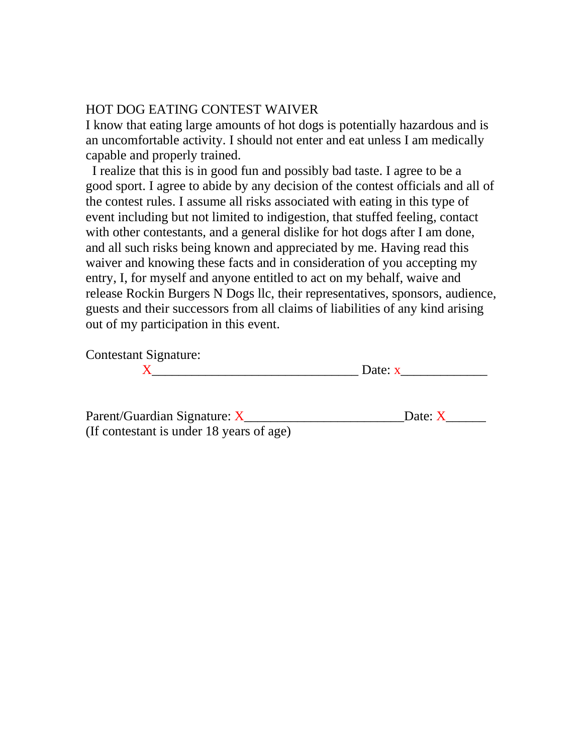HOT DOG EATING CONTEST WAIVER

I know that eating large amounts of hot dogs is potentially hazardous and is an uncomfortable activity. I should not enter and eat unless I am medically capable and properly trained.

I realize that this is in good fun and possibly bad taste. I agree to be a good sport. I agree to abide by any decision of the contest officials and all of the contest rules. I assume all risks associated with eating in this type of event including but not limited to indigestion, that stuffed feeling, contact with other contestants, and a general dislike for hot dogs after I am done, and all such risks being known and appreciated by me. Having read this waiver and knowing these facts and in consideration of you accepting my entry, I, for myself and anyone entitled to act on my behalf, waive and release Rockin Burgers N Dogs llc, their representatives, sponsors, audience, guests and their successors from all claims of liabilities of any kind arising out of my participation in this event.

Contestant Signature:

X_______________________________ Date: x_____________

Parent/Guardian Signature: X________________________Date: X______

(If contestant is under 18 years of age)